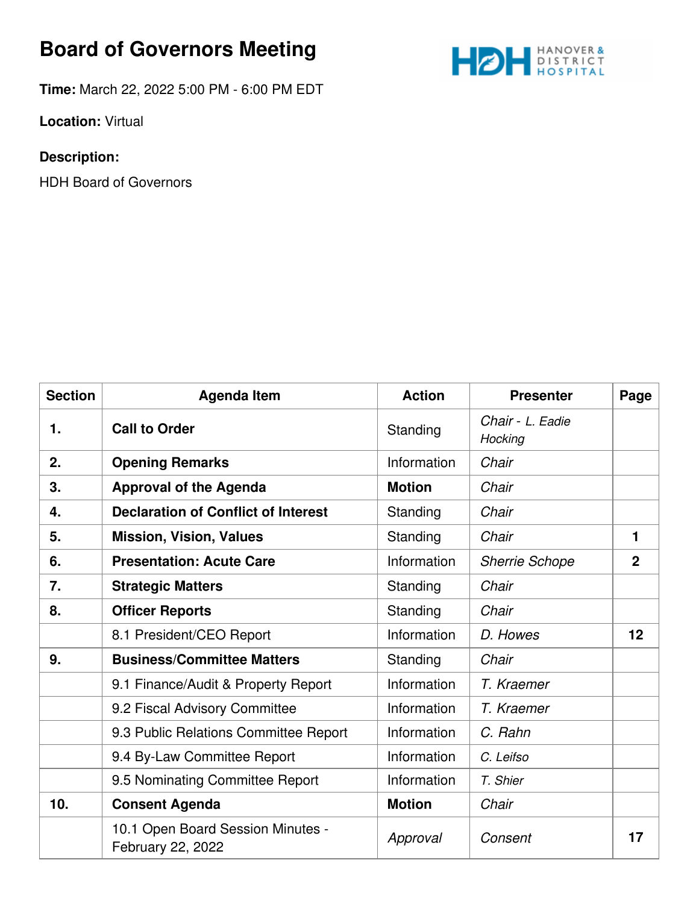# Board of Governors Meeting

**Time:** March 22, 2022 5:00 PM - 6:00 PM EDT

**Location:** Virtual

**Description:**

HDH Board of Governors

| Section | Agenda Item | Action | Presenter | Page |
|---|---|---|---|---|
| **1.** | **Call to Order** | Standing | *Chair - L. Eadie Hocking* | |
| **2.** | **Opening Remarks** | Information | *Chair* | |
| **3.** | **Approval of the Agenda** | **Motion** | *Chair* | |
| **4.** | **Declaration of Conflict of Interest** | Standing | *Chair* | |
| **5.** | **Mission, Vision, Values** | Standing | *Chair* | **1** |
| **6.** | **Presentation: Acute Care** | Information | *Sherrie Schope* | **2** |
| **7.** | **Strategic Matters** | Standing | *Chair* | |
| **8.** | **Officer Reports** | Standing | *Chair* | |
| | 8.1 President/CEO Report | Information | *D. Howes* | **12** |
| **9.** | **Business/Committee Matters** | Standing | *Chair* | |
| | 9.1 Finance/Audit & Property Report | Information | *T. Kraemer* | |
| | 9.2 Fiscal Advisory Committee | Information | *T. Kraemer* | |
| | 9.3 Public Relations Committee Report | Information | *C. Rahn* | |
| | 9.4 By-Law Committee Report | Information | *C. Leifso* | |
| | 9.5 Nominating Committee Report | Information | *T. Shier* | |
| **10.** | **Consent Agenda** | **Motion** | *Chair* | |
| | 10.1 Open Board Session Minutes - February 22, 2022 | *Approval* | *Consent* | **17** |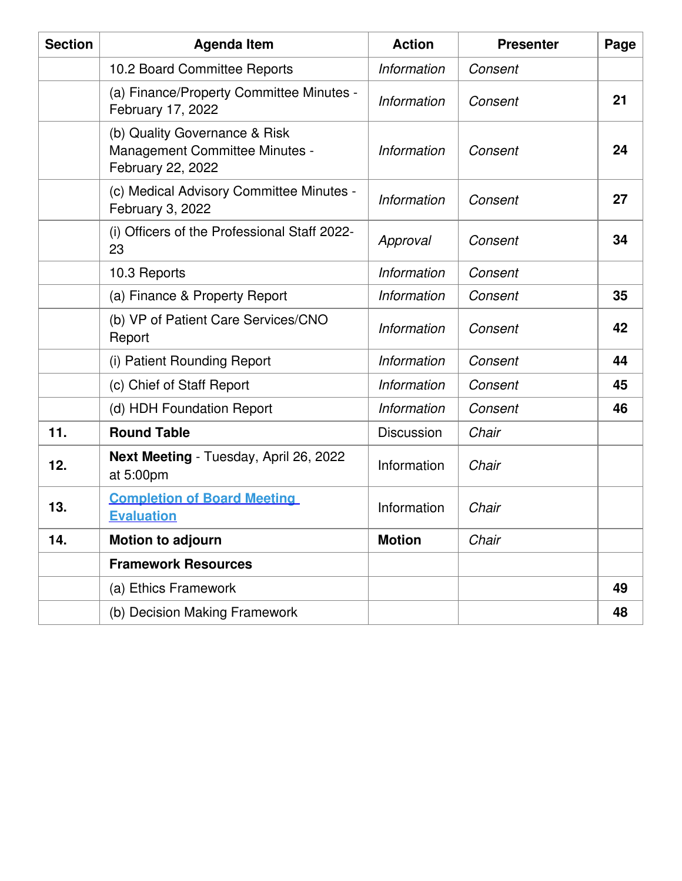| Section | Agenda Item | Action | Presenter | Page |
|---|---|---|---|---|
| | 10.2 Board Committee Reports | *Information* | *Consent* | |
| | (a) Finance/Property Committee Minutes - February 17, 2022 | *Information* | *Consent* | **21** |
| | (b) Quality Governance & Risk Management Committee Minutes - February 22, 2022 | *Information* | *Consent* | **24** |
| | (c) Medical Advisory Committee Minutes - February 3, 2022 | *Information* | *Consent* | **27** |
| | (i) Officers of the Professional Staff 2022-23 | *Approval* | *Consent* | **34** |
| | 10.3 Reports | *Information* | *Consent* | |
| | (a) Finance & Property Report | *Information* | *Consent* | **35** |
| | (b) VP of Patient Care Services/CNO Report | *Information* | *Consent* | **42** |
| | (i) Patient Rounding Report | *Information* | *Consent* | **44** |
| | (c) Chief of Staff Report | *Information* | *Consent* | **45** |
| | (d) HDH Foundation Report | *Information* | *Consent* | **46** |
| **11.** | **Round Table** | Discussion | *Chair* | |
| **12.** | **Next Meeting** - Tuesday, April 26, 2022 at 5:00pm | Information | *Chair* | |
| **13.** | **Completion of Board Meeting Evaluation** | Information | *Chair* | |
| **14.** | **Motion to adjourn** | **Motion** | *Chair* | |
| | **Framework Resources** | | | |
| | (a) Ethics Framework | | | **49** |
| | (b) Decision Making Framework | | | **48** |